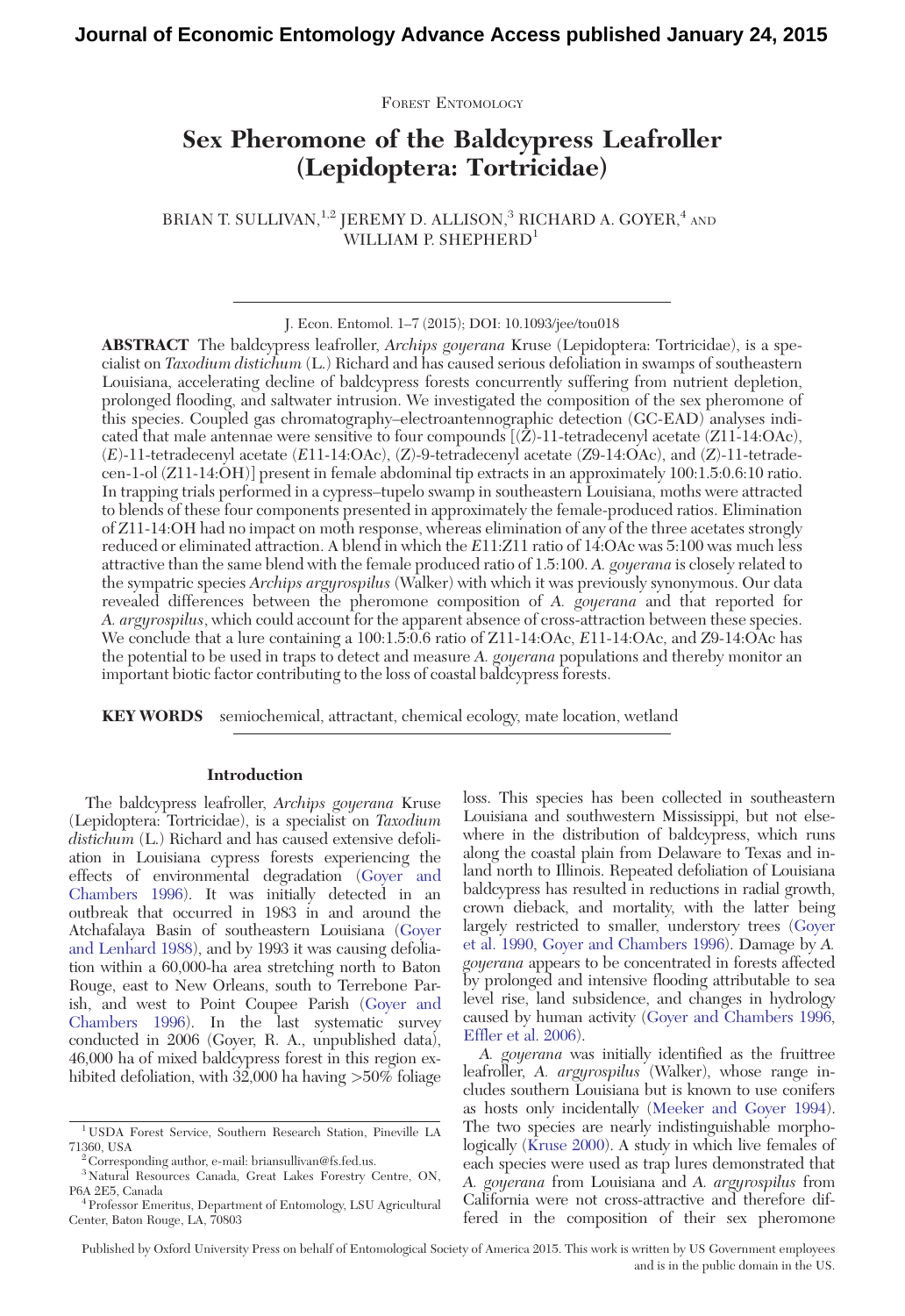Forest Entomology

# Sex Pheromone of the Baldcypress Leafroller (Lepidoptera: Tortricidae)

BRIAN T. SULLIVAN,[1,2] JEREMY D. ALLISON,[3] RICHARD A. GOYER,[4] AND WILLIAM P. SHEPHERD[1]

J. Econ. Entomol. 1–7 (2015); DOI: 10.1093/jee/tou018

**ABSTRACT** The baldcypress leafroller, *Archips goyerana* Kruse (Lepidoptera: Tortricidae), is a specialist on *Taxodium distichum* (L.) Richard and has caused serious defoliation in swamps of southeastern Louisiana, accelerating decline of baldcypress forests concurrently suffering from nutrient depletion, prolonged flooding, and saltwater intrusion. We investigated the composition of the sex pheromone of this species. Coupled gas chromatography–electroantennographic detection (GC-EAD) analyses indicated that male antennae were sensitive to four compounds [(*Z*)-11-tetradecenyl acetate (*Z*11-14:OAc), (*E*)-11-tetradecenyl acetate (*E*11-14:OAc), (*Z*)-9-tetradecenyl acetate (*Z*9-14:OAc), and (*Z*)-11-tetradecen-1-ol (*Z*11-14:OH)] present in female abdominal tip extracts in an approximately 100:1.5:0.6:10 ratio. In trapping trials performed in a cypress–tupelo swamp in southeastern Louisiana, moths were attracted to blends of these four components presented in approximately the female-produced ratios. Elimination of *Z*11-14:OH had no impact on moth response, whereas elimination of any of the three acetates strongly reduced or eliminated attraction. A blend in which the *E*11:*Z*11 ratio of 14:OAc was 5:100 was much less attractive than the same blend with the female produced ratio of 1.5:100. *A. goyerana* is closely related to the sympatric species *Archips argyrospilus* (Walker) with which it was previously synonymous. Our data revealed differences between the pheromone composition of *A. goyerana* and that reported for *A. argyrospilus*, which could account for the apparent absence of cross-attraction between these species. We conclude that a lure containing a 100:1.5:0.6 ratio of *Z*11-14:OAc, *E*11-14:OAc, and *Z*9-14:OAc has the potential to be used in traps to detect and measure *A. goyerana* populations and thereby monitor an important biotic factor contributing to the loss of coastal baldcypress forests.

**KEY WORDS** semiochemical, attractant, chemical ecology, mate location, wetland

## Introduction

The baldcypress leafroller, *Archips goyerana* Kruse (Lepidoptera: Tortricidae), is a specialist on *Taxodium distichum* (L.) Richard and has caused extensive defoliation in Louisiana cypress forests experiencing the effects of environmental degradation (Goyer and Chambers 1996). It was initially detected in an outbreak that occurred in 1983 in and around the Atchafalaya Basin of southeastern Louisiana (Goyer and Lenhard 1988), and by 1993 it was causing defoliation within a 60,000-ha area stretching north to Baton Rouge, east to New Orleans, south to Terrebone Parish, and west to Point Coupee Parish (Goyer and Chambers 1996). In the last systematic survey conducted in 2006 (Goyer, R. A., unpublished data), 46,000 ha of mixed baldcypress forest in this region exhibited defoliation, with 32,000 ha having >50% foliage loss. This species has been collected in southeastern Louisiana and southwestern Mississippi, but not elsewhere in the distribution of baldcypress, which runs along the coastal plain from Delaware to Texas and inland north to Illinois. Repeated defoliation of Louisiana baldcypress has resulted in reductions in radial growth, crown dieback, and mortality, with the latter being largely restricted to smaller, understory trees (Goyer et al. 1990, Goyer and Chambers 1996). Damage by *A. goyerana* appears to be concentrated in forests affected by prolonged and intensive flooding attributable to sea level rise, land subsidence, and changes in hydrology caused by human activity (Goyer and Chambers 1996, Effler et al. 2006).

*A. goyerana* was initially identified as the fruittree leafroller, *A. argyrospilus* (Walker), whose range includes southern Louisiana but is known to use conifers as hosts only incidentally (Meeker and Goyer 1994). The two species are nearly indistinguishable morphologically (Kruse 2000). A study in which live females of each species were used as trap lures demonstrated that *A. goyerana* from Louisiana and *A. argyrospilus* from California were not cross-attractive and therefore differed in the composition of their sex pheromone

[1] USDA Forest Service, Southern Research Station, Pineville LA 71360, USA

[2] Corresponding author, e-mail: briansullivan@fs.fed.us.

[3] Natural Resources Canada, Great Lakes Forestry Centre, ON, P6A 2E5, Canada

[4] Professor Emeritus, Department of Entomology, LSU Agricultural Center, Baton Rouge, LA, 70803

Published by Oxford University Press on behalf of Entomological Society of America 2015. This work is written by US Government employees and is in the public domain in the US.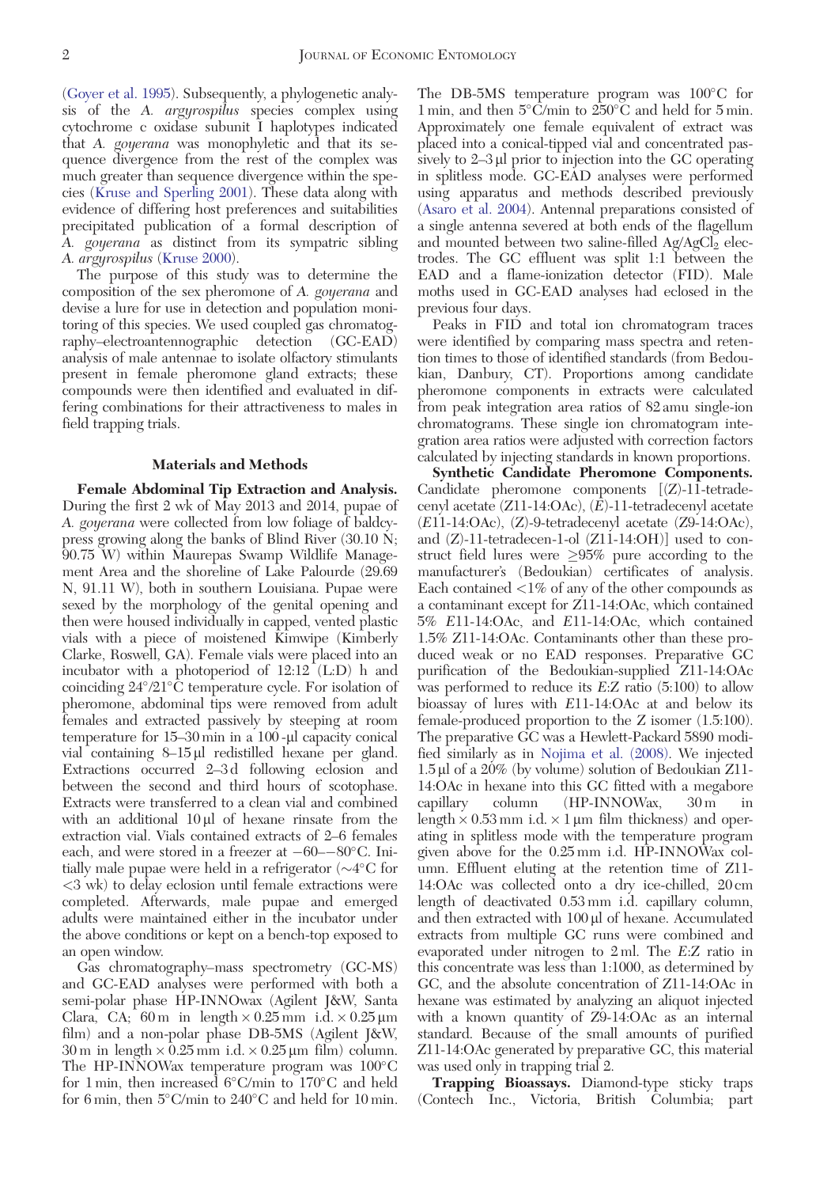(Goyer et al. 1995). Subsequently, a phylogenetic analysis of the *A. argyrospilus* species complex using cytochrome c oxidase subunit I haplotypes indicated that *A. goyerana* was monophyletic and that its sequence divergence from the rest of the complex was much greater than sequence divergence within the species (Kruse and Sperling 2001). These data along with evidence of differing host preferences and suitabilities precipitated publication of a formal description of *A. goyerana* as distinct from its sympatric sibling *A. argyrospilus* (Kruse 2000).

The purpose of this study was to determine the composition of the sex pheromone of *A. goyerana* and devise a lure for use in detection and population monitoring of this species. We used coupled gas chromatography–electroantennographic detection (GC-EAD) analysis of male antennae to isolate olfactory stimulants present in female pheromone gland extracts; these compounds were then identified and evaluated in differing combinations for their attractiveness to males in field trapping trials.

## Materials and Methods

**Female Abdominal Tip Extraction and Analysis.** During the first 2 wk of May 2013 and 2014, pupae of *A. goyerana* were collected from low foliage of baldcypress growing along the banks of Blind River (30.10 N; 90.75 W) within Maurepas Swamp Wildlife Management Area and the shoreline of Lake Palourde (29.69 N, 91.11 W), both in southern Louisiana. Pupae were sexed by the morphology of the genital opening and then were housed individually in capped, vented plastic vials with a piece of moistened Kimwipe (Kimberly Clarke, Roswell, GA). Female vials were placed into an incubator with a photoperiod of 12:12 (L:D) h and coinciding 24°/21°C temperature cycle. For isolation of pheromone, abdominal tips were removed from adult females and extracted passively by steeping at room temperature for 15–30 min in a 100-µl capacity conical vial containing 8–15 µl redistilled hexane per gland. Extractions occurred 2–3 d following eclosion and between the second and third hours of scotophase. Extracts were transferred to a clean vial and combined with an additional 10 µl of hexane rinsate from the extraction vial. Vials contained extracts of 2–6 females each, and were stored in a freezer at −60–−80°C. Initially male pupae were held in a refrigerator (~4°C for <3 wk) to delay eclosion until female extractions were completed. Afterwards, male pupae and emerged adults were maintained either in the incubator under the above conditions or kept on a bench-top exposed to an open window.

Gas chromatography–mass spectrometry (GC-MS) and GC-EAD analyses were performed with both a semi-polar phase HP-INNOwax (Agilent J&W, Santa Clara, CA; 60 m in length × 0.25 mm i.d. × 0.25 µm film) and a non-polar phase DB-5MS (Agilent J&W, 30 m in length × 0.25 mm i.d. × 0.25 µm film) column. The HP-INNOWax temperature program was 100°C for 1 min, then increased 6°C/min to 170°C and held for 6 min, then 5°C/min to 240°C and held for 10 min. The DB-5MS temperature program was 100°C for 1 min, and then 5°C/min to 250°C and held for 5 min. Approximately one female equivalent of extract was placed into a conical-tipped vial and concentrated passively to 2–3 µl prior to injection into the GC operating in splitless mode. GC-EAD analyses were performed using apparatus and methods described previously (Asaro et al. 2004). Antennal preparations consisted of a single antenna severed at both ends of the flagellum and mounted between two saline-filled Ag/$AgCl_2$ electrodes. The GC effluent was split 1:1 between the EAD and a flame-ionization detector (FID). Male moths used in GC-EAD analyses had eclosed in the previous four days.

Peaks in FID and total ion chromatogram traces were identified by comparing mass spectra and retention times to those of identified standards (from Bedoukian, Danbury, CT). Proportions among candidate pheromone components in extracts were calculated from peak integration area ratios of 82 amu single-ion chromatograms. These single ion chromatogram integration area ratios were adjusted with correction factors calculated by injecting standards in known proportions.

**Synthetic Candidate Pheromone Components.** Candidate pheromone components [(*Z*)-11-tetradecenyl acetate (Z11-14:OAc), (*E*)-11-tetradecenyl acetate (*E*11-14:OAc), (*Z*)-9-tetradecenyl acetate (Z9-14:OAc), and (*Z*)-11-tetradecen-1-ol (Z11-14:OH)] used to construct field lures were ≥95% pure according to the manufacturer's (Bedoukian) certificates of analysis. Each contained <1% of any of the other compounds as a contaminant except for Z11-14:OAc, which contained 5% *E*11-14:OAc, and *E*11-14:OAc, which contained 1.5% Z11-14:OAc. Contaminants other than these produced weak or no EAD responses. Preparative GC purification of the Bedoukian-supplied Z11-14:OAc was performed to reduce its *E*:*Z* ratio (5:100) to allow bioassay of lures with *E*11-14:OAc at and below its female-produced proportion to the Z isomer (1.5:100). The preparative GC was a Hewlett-Packard 5890 modified similarly as in Nojima et al. (2008). We injected 1.5 µl of a 20% (by volume) solution of Bedoukian Z11-14:OAc in hexane into this GC fitted with a megabore capillary column (HP-INNOWax, 30 m in length × 0.53 mm i.d. × 1 µm film thickness) and operating in splitless mode with the temperature program given above for the 0.25 mm i.d. HP-INNOWax column. Effluent eluting at the retention time of Z11-14:OAc was collected onto a dry ice-chilled, 20 cm length of deactivated 0.53 mm i.d. capillary column, and then extracted with 100 µl of hexane. Accumulated extracts from multiple GC runs were combined and evaporated under nitrogen to 2 ml. The *E*:*Z* ratio in this concentrate was less than 1:1000, as determined by GC, and the absolute concentration of Z11-14:OAc in hexane was estimated by analyzing an aliquot injected with a known quantity of Z9-14:OAc as an internal standard. Because of the small amounts of purified Z11-14:OAc generated by preparative GC, this material was used only in trapping trial 2.

**Trapping Bioassays.** Diamond-type sticky traps (Contech Inc., Victoria, British Columbia; part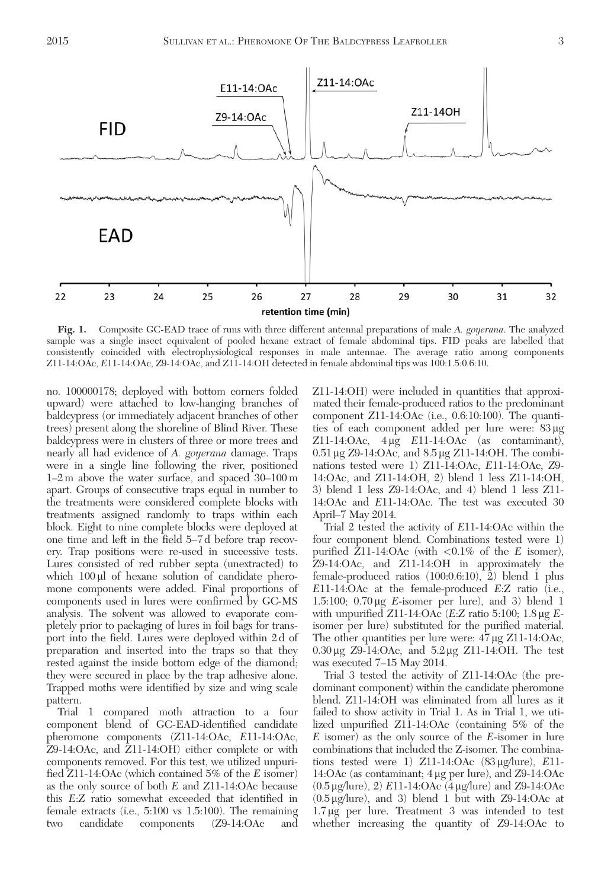**Fig. 1.** Composite GC-EAD trace of runs with three different antennal preparations of male *A. goyerana*. The analyzed sample was a single insect equivalent of pooled hexane extract of female abdominal tips. FID peaks are labelled that consistently coincided with electrophysiological responses in male antennae. The average ratio among components Z11-14:OAc, *E*11-14:OAc, Z9-14:OAc, and Z11-14:OH detected in female abdominal tips was 100:1.5:0.6:10.

no. 100000178; deployed with bottom corners folded upward) were attached to low-hanging branches of baldcypress (or immediately adjacent branches of other trees) present along the shoreline of Blind River. These baldcypress were in clusters of three or more trees and nearly all had evidence of *A. goyerana* damage. Traps were in a single line following the river, positioned 1–2 m above the water surface, and spaced 30–100 m apart. Groups of consecutive traps equal in number to the treatments were considered complete blocks with treatments assigned randomly to traps within each block. Eight to nine complete blocks were deployed at one time and left in the field 5–7 d before trap recovery. Trap positions were re-used in successive tests. Lures consisted of red rubber septa (unextracted) to which 100 µl of hexane solution of candidate pheromone components were added. Final proportions of components used in lures were confirmed by GC-MS analysis. The solvent was allowed to evaporate completely prior to packaging of lures in foil bags for transport into the field. Lures were deployed within 2 d of preparation and inserted into the traps so that they rested against the inside bottom edge of the diamond; they were secured in place by the trap adhesive alone. Trapped moths were identified by size and wing scale pattern.

Trial 1 compared moth attraction to a four component blend of GC-EAD-identified candidate pheromone components (Z11-14:OAc, *E*11-14:OAc, Z9-14:OAc, and Z11-14:OH) either complete or with components removed. For this test, we utilized unpurified Z11-14:OAc (which contained 5% of the *E* isomer) as the only source of both *E* and Z11-14:OAc because this *E*:*Z* ratio somewhat exceeded that identified in female extracts (i.e., 5:100 vs 1.5:100). The remaining two candidate components (Z9-14:OAc and Z11-14:OH) were included in quantities that approximated their female-produced ratios to the predominant component Z11-14:OAc (i.e., 0.6:10:100). The quantities of each component added per lure were: 83 µg Z11-14:OAc, 4 µg *E*11-14:OAc (as contaminant), 0.51 µg Z9-14:OAc, and 8.5 µg Z11-14:OH. The combinations tested were 1) Z11-14:OAc, *E*11-14:OAc, Z9-14:OAc, and Z11-14:OH, 2) blend 1 less Z11-14:OH, 3) blend 1 less Z9-14:OAc, and 4) blend 1 less Z11-14:OAc and *E*11-14:OAc. The test was executed 30 April–7 May 2014.

Trial 2 tested the activity of *E*11-14:OAc within the four component blend. Combinations tested were 1) purified Z11-14:OAc (with <0.1% of the *E* isomer), Z9-14:OAc, and Z11-14:OH in approximately the female-produced ratios (100:0.6:10), 2) blend 1 plus *E*11-14:OAc at the female-produced *E*:*Z* ratio (i.e., 1.5:100; 0.70 µg *E*-isomer per lure), and 3) blend 1 with unpurified Z11-14:OAc (*E*:*Z* ratio 5:100; 1.8 µg *E*-isomer per lure) substituted for the purified material. The other quantities per lure were: 47 µg Z11-14:OAc, 0.30 µg Z9-14:OAc, and 5.2 µg Z11-14:OH. The test was executed 7–15 May 2014.

Trial 3 tested the activity of Z11-14:OAc (the predominant component) within the candidate pheromone blend. Z11-14:OH was eliminated from all lures as it failed to show activity in Trial 1. As in Trial 1, we utilized unpurified Z11-14:OAc (containing 5% of the *E* isomer) as the only source of the *E*-isomer in lure combinations that included the Z-isomer. The combinations tested were 1) Z11-14:OAc (83 µg/lure), *E*11-14:OAc (as contaminant; 4 µg per lure), and Z9-14:OAc (0.5 µg/lure), 2) *E*11-14:OAc (4 µg/lure) and Z9-14:OAc (0.5 µg/lure), and 3) blend 1 but with Z9-14:OAc at 1.7 µg per lure. Treatment 3 was intended to test whether increasing the quantity of Z9-14:OAc to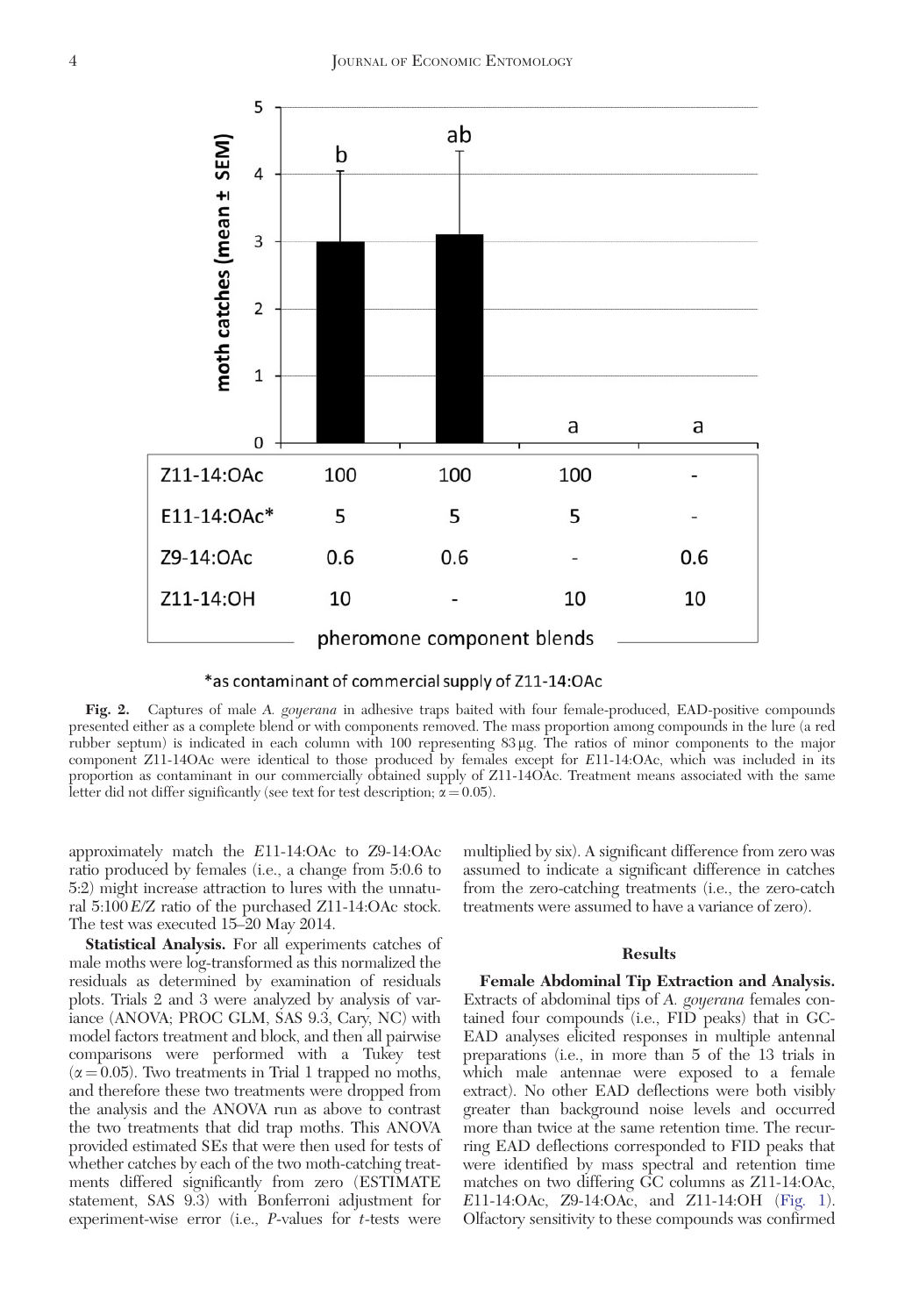**Fig. 2.** Captures of male *A. goyerana* in adhesive traps baited with four female-produced, EAD-positive compounds presented either as a complete blend or with components removed. The mass proportion among compounds in the lure (a red rubber septum) is indicated in each column with 100 representing 83 µg. The ratios of minor components to the major component Z11-14OAc were identical to those produced by females except for *E*11-14:OAc, which was included in its proportion as contaminant in our commercially obtained supply of Z11-14OAc. Treatment means associated with the same letter did not differ significantly (see text for test description; $\alpha = 0.05$).

approximately match the *E*11-14:OAc to *Z*9-14:OAc ratio produced by females (i.e., a change from 5:0.6 to 5:2) might increase attraction to lures with the unnatural 5:100 *E*/*Z* ratio of the purchased Z11-14:OAc stock. The test was executed 15–20 May 2014.

**Statistical Analysis.** For all experiments catches of male moths were log-transformed as this normalized the residuals as determined by examination of residuals plots. Trials 2 and 3 were analyzed by analysis of variance (ANOVA; PROC GLM, SAS 9.3, Cary, NC) with model factors treatment and block, and then all pairwise comparisons were performed with a Tukey test ($\alpha = 0.05$). Two treatments in Trial 1 trapped no moths, and therefore these two treatments were dropped from the analysis and the ANOVA run as above to contrast the two treatments that did trap moths. This ANOVA provided estimated SEs that were then used for tests of whether catches by each of the two moth-catching treatments differed significantly from zero (ESTIMATE statement, SAS 9.3) with Bonferroni adjustment for experiment-wise error (i.e., *P*-values for *t*-tests were multiplied by six). A significant difference from zero was assumed to indicate a significant difference in catches from the zero-catching treatments (i.e., the zero-catch treatments were assumed to have a variance of zero).

## Results

**Female Abdominal Tip Extraction and Analysis.** Extracts of abdominal tips of *A. goyerana* females contained four compounds (i.e., FID peaks) that in GC-EAD analyses elicited responses in multiple antennal preparations (i.e., in more than 5 of the 13 trials in which male antennae were exposed to a female extract). No other EAD deflections were both visibly greater than background noise levels and occurred more than twice at the same retention time. The recurring EAD deflections corresponded to FID peaks that were identified by mass spectral and retention time matches on two differing GC columns as Z11-14:OAc, *E*11-14:OAc, Z9-14:OAc, and Z11-14:OH (Fig. 1). Olfactory sensitivity to these compounds was confirmed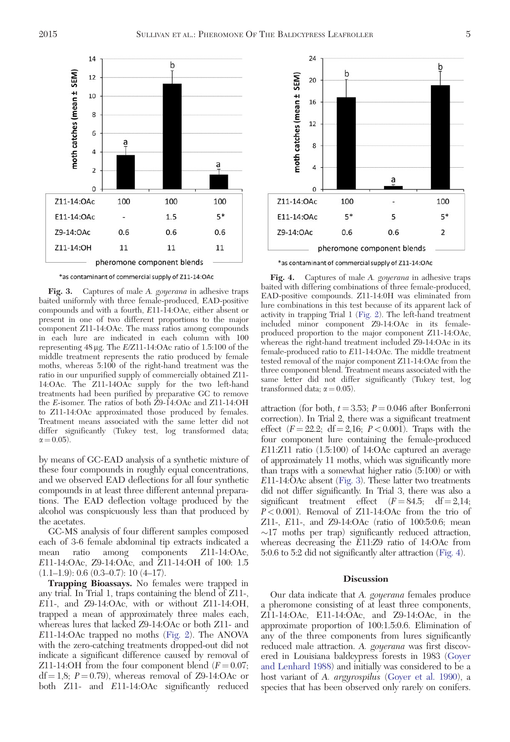Fig. 3. Captures of male *A. goyerana* in adhesive traps baited uniformly with three female-produced, EAD-positive compounds and with a fourth, *E*11-14:OAc, either absent or present in one of two different proportions to the major component Z11-14:OAc. The mass ratios among compounds in each lure are indicated in each column with 100 representing 48 µg. The *E*/Z11-14:OAc ratio of 1.5:100 of the middle treatment represents the ratio produced by female moths, whereas 5:100 of the right-hand treatment was the ratio in our unpurified supply of commercially obtained Z11-14:OAc. The Z11-14OAc supply for the two left-hand treatments had been purified by preparative GC to remove the *E*-isomer. The ratios of both Z9-14:OAc and Z11-14:OH to Z11-14:OAc approximated those produced by females. Treatment means associated with the same letter did not differ significantly (Tukey test, log transformed data; $\alpha = 0.05$).

Fig. 4. Captures of male *A. goyerana* in adhesive traps baited with differing combinations of three female-produced, EAD-positive compounds. Z11-14:0H was eliminated from lure combinations in this test because of its apparent lack of activity in trapping Trial 1 (Fig. 2). The left-hand treatment included minor component Z9-14:OAc in its female-produced proportion to the major component Z11-14:OAc, whereas the right-hand treatment included Z9-14:OAc in its female-produced ratio to *E*11-14:OAc. The middle treatment tested removal of the major component Z11-14:OAc from the three component blend. Treatment means associated with the same letter did not differ significantly (Tukey test, log transformed data; $\alpha = 0.05$).

by means of GC-EAD analysis of a synthetic mixture of these four compounds in roughly equal concentrations, and we observed EAD deflections for all four synthetic compounds in at least three different antennal preparations. The EAD deflection voltage produced by the alcohol was conspicuously less than that produced by the acetates.

GC-MS analysis of four different samples composed each of 3-6 female abdominal tip extracts indicated a mean ratio among components Z11-14:OAc, *E*11-14:OAc, Z9-14:OAc, and Z11-14:OH of 100: 1.5 (1.1–1.9): 0.6 (0.3–0.7): 10 (4–17).

**Trapping Bioassays.** No females were trapped in any trial. In Trial 1, traps containing the blend of Z11-, *E*11-, and Z9-14:OAc, with or without Z11-14:OH, trapped a mean of approximately three males each, whereas lures that lacked Z9-14:OAc or both Z11- and *E*11-14:OAc trapped no moths (Fig. 2). The ANOVA with the zero-catching treatments dropped-out did not indicate a significant difference caused by removal of Z11-14:OH from the four component blend ($F = 0.07$; df $= 1{,}8$; $P = 0.79$), whereas removal of Z9-14:OAc or both Z11- and *E*11-14:OAc significantly reduced attraction (for both, $t = 3.53$; $P = 0.046$ after Bonferroni correction). In Trial 2, there was a significant treatment effect ($F = 22.2$; df $= 2{,}16$; $P < 0.001$). Traps with the four component lure containing the female-produced *E*11:Z11 ratio (1.5:100) of 14:OAc captured an average of approximately 11 moths, which was significantly more than traps with a somewhat higher ratio (5:100) or with *E*11-14:OAc absent (Fig. 3). These latter two treatments did not differ significantly. In Trial 3, there was also a significant treatment effect ($F = 84.5$; df $= 2{,}14$; $P < 0.001$). Removal of Z11-14:OAc from the trio of Z11-, *E*11-, and Z9-14:OAc (ratio of 100:5:0.6; mean ~17 moths per trap) significantly reduced attraction, whereas decreasing the *E*11:Z9 ratio of 14:OAc from 5:0.6 to 5:2 did not significantly alter attraction (Fig. 4).

## Discussion

Our data indicate that *A. goyerana* females produce a pheromone consisting of at least three components, Z11-14:OAc, *E*11-14:OAc, and Z9-14:OAc, in the approximate proportion of 100:1.5:0.6. Elimination of any of the three components from lures significantly reduced male attraction. *A. goyerana* was first discovered in Louisiana baldcypress forests in 1983 (Goyer and Lenhard 1988) and initially was considered to be a host variant of *A. argyrospilus* (Goyer et al. 1990), a species that has been observed only rarely on conifers.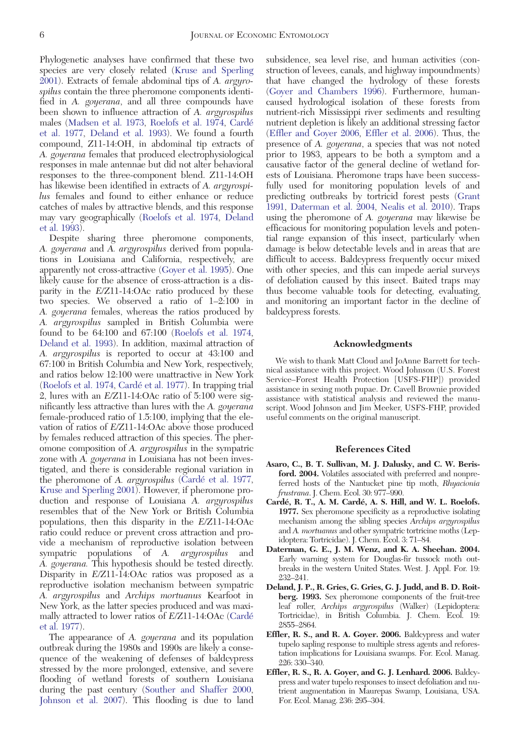Phylogenetic analyses have confirmed that these two species are very closely related (Kruse and Sperling 2001). Extracts of female abdominal tips of *A. argyrospilus* contain the three pheromone components identified in *A. goyerana*, and all three compounds have been shown to influence attraction of *A. argyrospilus* males (Madsen et al. 1973, Roelofs et al. 1974, Cardé et al. 1977, Deland et al. 1993). We found a fourth compound, Z11-14:OH, in abdominal tip extracts of *A. goyerana* females that produced electrophysiological responses in male antennae but did not alter behavioral responses to the three-component blend. Z11-14:OH has likewise been identified in extracts of *A. argyrospilus* females and found to either enhance or reduce catches of males by attractive blends, and this response may vary geographically (Roelofs et al. 1974, Deland et al. 1993).

Despite sharing three pheromone components, *A. goyerana* and *A. argyrospilus* derived from populations in Louisiana and California, respectively, are apparently not cross-attractive (Goyer et al. 1995). One likely cause for the absence of cross-attraction is a disparity in the *E*/Z11-14:OAc ratio produced by these two species. We observed a ratio of 1–2:100 in *A. goyerana* females, whereas the ratios produced by *A. argyrospilus* sampled in British Columbia were found to be 64:100 and 67:100 (Roelofs et al. 1974, Deland et al. 1993). In addition, maximal attraction of *A. argyrospilus* is reported to occur at 43:100 and 67:100 in British Columbia and New York, respectively, and ratios below 12:100 were unattractive in New York (Roelofs et al. 1974, Cardé et al. 1977). In trapping trial 2, lures with an *E*/Z11-14:OAc ratio of 5:100 were significantly less attractive than lures with the *A. goyerana* female-produced ratio of 1.5:100, implying that the elevation of ratios of *E*/Z11-14:OAc above those produced by females reduced attraction of this species. The pheromone composition of *A. argyrospilus* in the sympatric zone with *A. goyerana* in Louisiana has not been investigated, and there is considerable regional variation in the pheromone of *A. argyrospilus* (Cardé et al. 1977, Kruse and Sperling 2001). However, if pheromone production and response of Louisiana *A. argyrospilus* resembles that of the New York or British Columbia populations, then this disparity in the *E*/Z11-14:OAc ratio could reduce or prevent cross attraction and provide a mechanism of reproductive isolation between sympatric populations of *A. argyrospilus* and *A. goyerana.* This hypothesis should be tested directly. Disparity in *E*/Z11-14:OAc ratios was proposed as a reproductive isolation mechanism between sympatric *A. argyrospilus* and *Archips mortuanus* Kearfoot in New York, as the latter species produced and was maximally attracted to lower ratios of *E*/Z11-14:OAc (Cardé et al. 1977).

The appearance of *A. goyerana* and its population outbreak during the 1980s and 1990s are likely a consequence of the weakening of defenses of baldcypress stressed by the more prolonged, extensive, and severe flooding of wetland forests of southern Louisiana during the past century (Souther and Shaffer 2000, Johnson et al. 2007). This flooding is due to land subsidence, sea level rise, and human activities (construction of levees, canals, and highway impoundments) that have changed the hydrology of these forests (Goyer and Chambers 1996). Furthermore, human-caused hydrological isolation of these forests from nutrient-rich Mississippi river sediments and resulting nutrient depletion is likely an additional stressing factor (Effler and Goyer 2006, Effler et al. 2006). Thus, the presence of *A. goyerana*, a species that was not noted prior to 1983, appears to be both a symptom and a causative factor of the general decline of wetland forests of Louisiana. Pheromone traps have been successfully used for monitoring population levels of and predicting outbreaks by tortricid forest pests (Grant 1991, Daterman et al. 2004, Nealis et al. 2010). Traps using the pheromone of *A. goyerana* may likewise be efficacious for monitoring population levels and potential range expansion of this insect, particularly when damage is below detectable levels and in areas that are difficult to access. Baldcypress frequently occur mixed with other species, and this can impede aerial surveys of defoliation caused by this insect. Baited traps may thus become valuable tools for detecting, evaluating, and monitoring an important factor in the decline of baldcypress forests.

## Acknowledgments

We wish to thank Matt Cloud and JoAnne Barrett for technical assistance with this project. Wood Johnson (U.S. Forest Service–Forest Health Protection [USFS-FHP]) provided assistance in sexing moth pupae. Dr. Cavell Brownie provided assistance with statistical analysis and reviewed the manuscript. Wood Johnson and Jim Meeker, USFS-FHP, provided useful comments on the original manuscript.

## References Cited

**Asaro, C., B. T. Sullivan, M. J. Dalusky, and C. W. Berisford. 2004.** Volatiles associated with preferred and nonpreferred hosts of the Nantucket pine tip moth, *Rhyacionia frustrana*. J. Chem. Ecol. 30: 977–990.

**Cardé, R. T., A. M. Cardé, A. S. Hill, and W. L. Roelofs. 1977.** Sex pheromone specificity as a reproductive isolating mechanism among the sibling species *Archips argyrospilus* and *A. mortuanus* and other sympatric tortricine moths (Lepidoptera: Tortricidae). J. Chem. Ecol. 3: 71–84.

**Daterman, G. E., J. M. Wenz, and K. A. Sheehan. 2004.** Early warning system for Douglas-fir tussock moth outbreaks in the western United States. West. J. Appl. For. 19: 232–241.

**Deland, J. P., R. Gries, G. Gries, G. J. Judd, and B. D. Roitberg. 1993.** Sex pheromone components of the fruit-tree leaf roller, *Archips argyrospilus* (Walker) (Lepidoptera: Tortricidae), in British Columbia. J. Chem. Ecol. 19: 2855–2864.

**Effler, R. S., and R. A. Goyer. 2006.** Baldcypress and water tupelo sapling response to multiple stress agents and reforestation implications for Louisiana swamps. For. Ecol. Manag. 226: 330–340.

**Effler, R. S., R. A. Goyer, and G. J. Lenhard. 2006.** Baldcypress and water tupelo responses to insect defoliation and nutrient augmentation in Maurepas Swamp, Louisiana, USA. For. Ecol. Manag. 236: 295–304.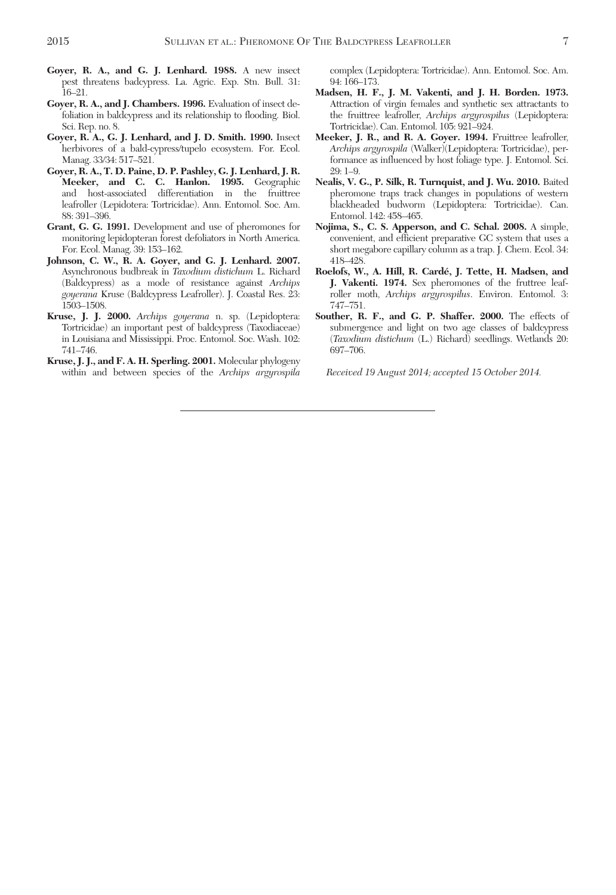**Goyer, R. A., and G. J. Lenhard. 1988.** A new insect pest threatens badcypress. La. Agric. Exp. Stn. Bull. 31: 16–21.

**Goyer, R. A., and J. Chambers. 1996.** Evaluation of insect defoliation in baldcypress and its relationship to flooding. Biol. Sci. Rep. no. 8.

**Goyer, R. A., G. J. Lenhard, and J. D. Smith. 1990.** Insect herbivores of a bald-cypress/tupelo ecosystem. For. Ecol. Manag. 33/34: 517–521.

**Goyer, R. A., T. D. Paine, D. P. Pashley, G. J. Lenhard, J. R. Meeker, and C. C. Hanlon. 1995.** Geographic and host-associated differentiation in the fruittree leafroller (Lepidotera: Tortricidae). Ann. Entomol. Soc. Am. 88: 391–396.

**Grant, G. G. 1991.** Development and use of pheromones for monitoring lepidopteran forest defoliators in North America. For. Ecol. Manag. 39: 153–162.

**Johnson, C. W., R. A. Goyer, and G. J. Lenhard. 2007.** Asynchronous budbreak in *Taxodium distichum* L. Richard (Baldcypress) as a mode of resistance against *Archips goyerana* Kruse (Baldcypress Leafroller). J. Coastal Res. 23: 1503–1508.

**Kruse, J. J. 2000.** *Archips goyerana* n. sp. (Lepidoptera: Tortricidae) an important pest of baldcypress (Taxodiaceae) in Louisiana and Mississippi. Proc. Entomol. Soc. Wash. 102: 741–746.

**Kruse, J. J., and F. A. H. Sperling. 2001.** Molecular phylogeny within and between species of the *Archips argyrospila* complex (Lepidoptera: Tortricidae). Ann. Entomol. Soc. Am. 94: 166–173.

**Madsen, H. F., J. M. Vakenti, and J. H. Borden. 1973.** Attraction of virgin females and synthetic sex attractants to the fruittree leafroller, *Archips argyrospilus* (Lepidoptera: Tortricidae). Can. Entomol. 105: 921–924.

**Meeker, J. R., and R. A. Goyer. 1994.** Fruittree leafroller, *Archips argyrospila* (Walker)(Lepidoptera: Tortricidae), performance as influenced by host foliage type. J. Entomol. Sci. 29: 1–9.

**Nealis, V. G., P. Silk, R. Turnquist, and J. Wu. 2010.** Baited pheromone traps track changes in populations of western blackheaded budworm (Lepidoptera: Tortricidae). Can. Entomol. 142: 458–465.

**Nojima, S., C. S. Apperson, and C. Schal. 2008.** A simple, convenient, and efficient preparative GC system that uses a short megabore capillary column as a trap. J. Chem. Ecol. 34: 418–428.

**Roelofs, W., A. Hill, R. Cardé, J. Tette, H. Madsen, and J. Vakenti. 1974.** Sex pheromones of the fruttree leafroller moth, *Archips argyrospilus*. Environ. Entomol. 3: 747–751.

**Souther, R. F., and G. P. Shaffer. 2000.** The effects of submergence and light on two age classes of baldcypress (*Taxodium distichum* (L.) Richard) seedlings. Wetlands 20: 697–706.

*Received 19 August 2014; accepted 15 October 2014.*